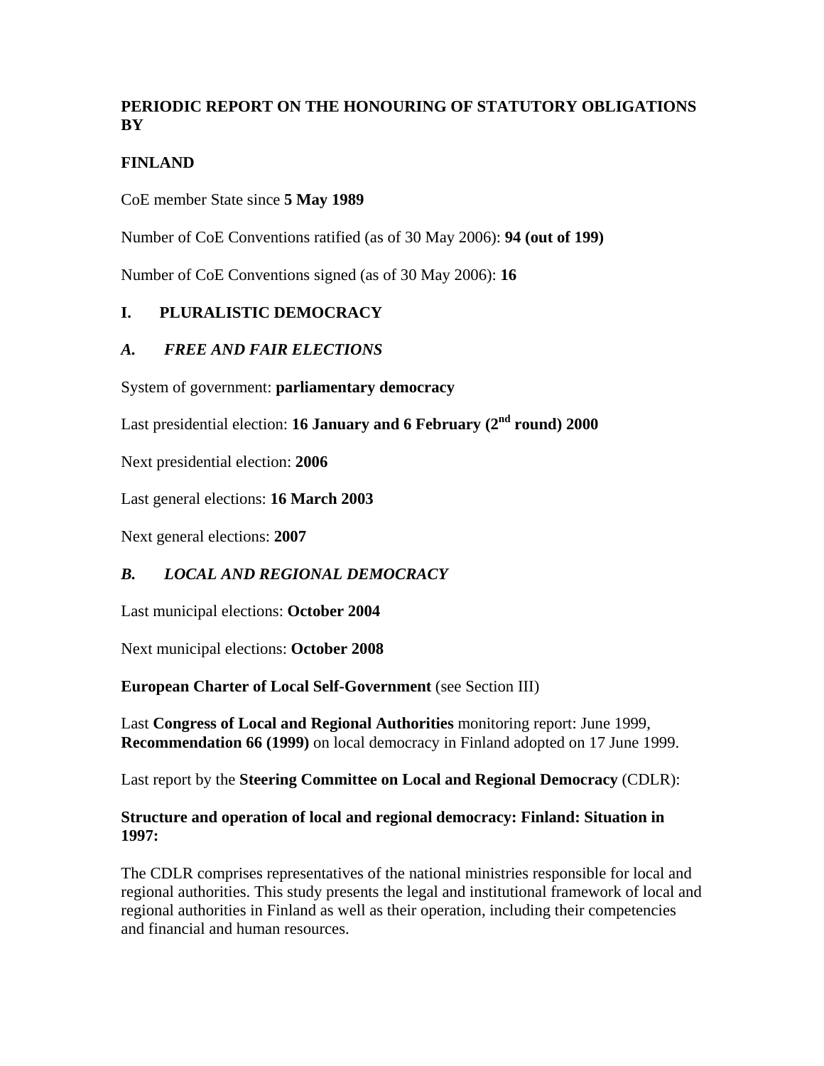# PERIODIC REPORT ON THE HONOURING OF STATUTORY OBLIGATIONS BY

# FINLAND

CoE member State since **5 May 1989**

Number of CoE Conventions ratified (as of 30 May 2006): **94 (out of 199)**

Number of CoE Conventions signed (as of 30 May 2006): **16**

## I. PLURALISTIC DEMOCRACY

### *A. FREE AND FAIR ELECTIONS*

System of government: **parliamentary democracy**

Last presidential election: **16 January and 6 February (2nd round) 2000**

Next presidential election: **2006**

Last general elections: **16 March 2003**

Next general elections: **2007**

### *B. LOCAL AND REGIONAL DEMOCRACY*

Last municipal elections: **October 2004**

Next municipal elections: **October 2008**

**European Charter of Local Self-Government** (see Section III)

Last **Congress of Local and Regional Authorities** monitoring report: June 1999, **Recommendation 66 (1999)** on local democracy in Finland adopted on 17 June 1999.

Last report by the **Steering Committee on Local and Regional Democracy** (CDLR):

**Structure and operation of local and regional democracy: Finland: Situation in 1997:**

The CDLR comprises representatives of the national ministries responsible for local and regional authorities. This study presents the legal and institutional framework of local and regional authorities in Finland as well as their operation, including their competencies and financial and human resources.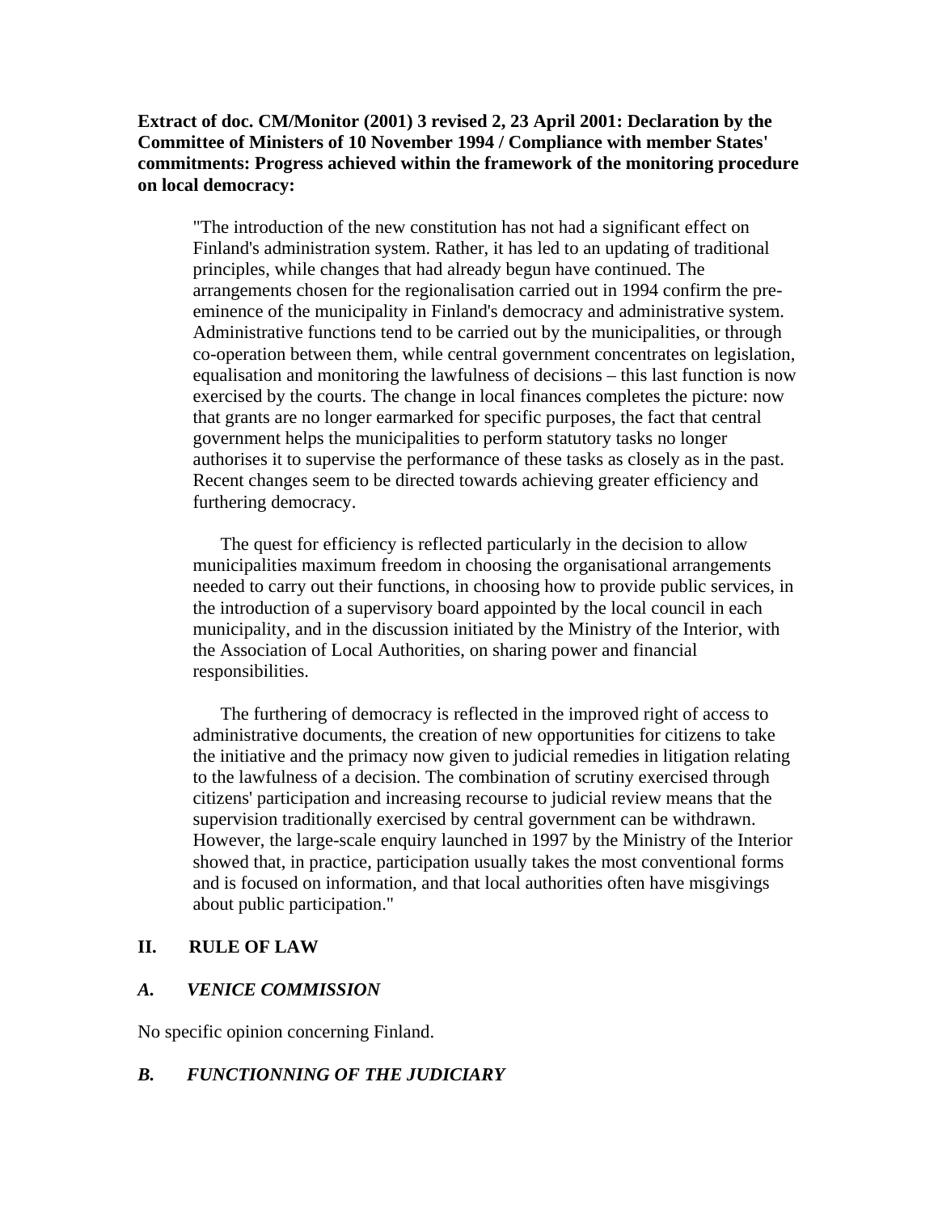**Extract of doc. CM/Monitor (2001) 3 revised 2, 23 April 2001: Declaration by the Committee of Ministers of 10 November 1994 / Compliance with member States' commitments: Progress achieved within the framework of the monitoring procedure on local democracy:**

> "The introduction of the new constitution has not had a significant effect on Finland's administration system. Rather, it has led to an updating of traditional principles, while changes that had already begun have continued. The arrangements chosen for the regionalisation carried out in 1994 confirm the pre-eminence of the municipality in Finland's democracy and administrative system. Administrative functions tend to be carried out by the municipalities, or through co-operation between them, while central government concentrates on legislation, equalisation and monitoring the lawfulness of decisions – this last function is now exercised by the courts. The change in local finances completes the picture: now that grants are no longer earmarked for specific purposes, the fact that central government helps the municipalities to perform statutory tasks no longer authorises it to supervise the performance of these tasks as closely as in the past. Recent changes seem to be directed towards achieving greater efficiency and furthering democracy.
>
> The quest for efficiency is reflected particularly in the decision to allow municipalities maximum freedom in choosing the organisational arrangements needed to carry out their functions, in choosing how to provide public services, in the introduction of a supervisory board appointed by the local council in each municipality, and in the discussion initiated by the Ministry of the Interior, with the Association of Local Authorities, on sharing power and financial responsibilities.
>
> The furthering of democracy is reflected in the improved right of access to administrative documents, the creation of new opportunities for citizens to take the initiative and the primacy now given to judicial remedies in litigation relating to the lawfulness of a decision. The combination of scrutiny exercised through citizens' participation and increasing recourse to judicial review means that the supervision traditionally exercised by central government can be withdrawn. However, the large-scale enquiry launched in 1997 by the Ministry of the Interior showed that, in practice, participation usually takes the most conventional forms and is focused on information, and that local authorities often have misgivings about public participation."

## II. RULE OF LAW

### *A. VENICE COMMISSION*

No specific opinion concerning Finland.

### *B. FUNCTIONNING OF THE JUDICIARY*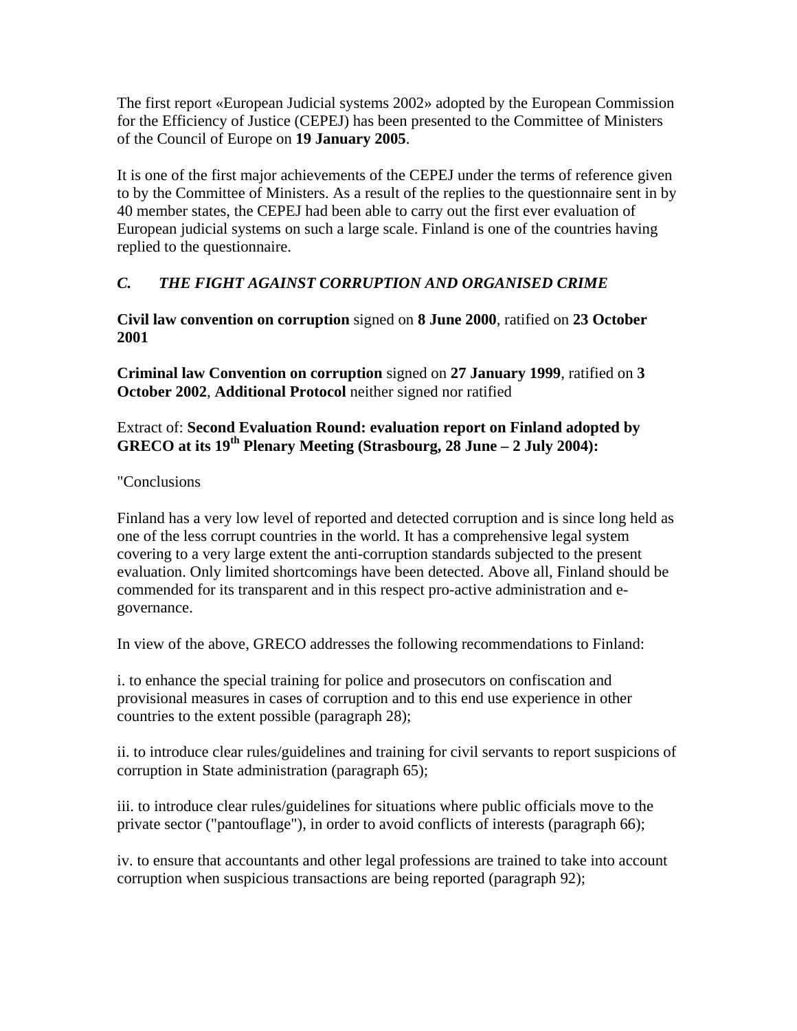The first report «European Judicial systems 2002» adopted by the European Commission for the Efficiency of Justice (CEPEJ) has been presented to the Committee of Ministers of the Council of Europe on **19 January 2005**.

It is one of the first major achievements of the CEPEJ under the terms of reference given to by the Committee of Ministers. As a result of the replies to the questionnaire sent in by 40 member states, the CEPEJ had been able to carry out the first ever evaluation of European judicial systems on such a large scale. Finland is one of the countries having replied to the questionnaire.

## *C. THE FIGHT AGAINST CORRUPTION AND ORGANISED CRIME*

**Civil law convention on corruption** signed on **8 June 2000**, ratified on **23 October 2001**

**Criminal law Convention on corruption** signed on **27 January 1999**, ratified on **3 October 2002**, **Additional Protocol** neither signed nor ratified

Extract of: **Second Evaluation Round: evaluation report on Finland adopted by GRECO at its 19th Plenary Meeting (Strasbourg, 28 June – 2 July 2004):**

"Conclusions

Finland has a very low level of reported and detected corruption and is since long held as one of the less corrupt countries in the world. It has a comprehensive legal system covering to a very large extent the anti-corruption standards subjected to the present evaluation. Only limited shortcomings have been detected. Above all, Finland should be commended for its transparent and in this respect pro-active administration and e-governance.

In view of the above, GRECO addresses the following recommendations to Finland:

i. to enhance the special training for police and prosecutors on confiscation and provisional measures in cases of corruption and to this end use experience in other countries to the extent possible (paragraph 28);

ii. to introduce clear rules/guidelines and training for civil servants to report suspicions of corruption in State administration (paragraph 65);

iii. to introduce clear rules/guidelines for situations where public officials move to the private sector ("pantouflage"), in order to avoid conflicts of interests (paragraph 66);

iv. to ensure that accountants and other legal professions are trained to take into account corruption when suspicious transactions are being reported (paragraph 92);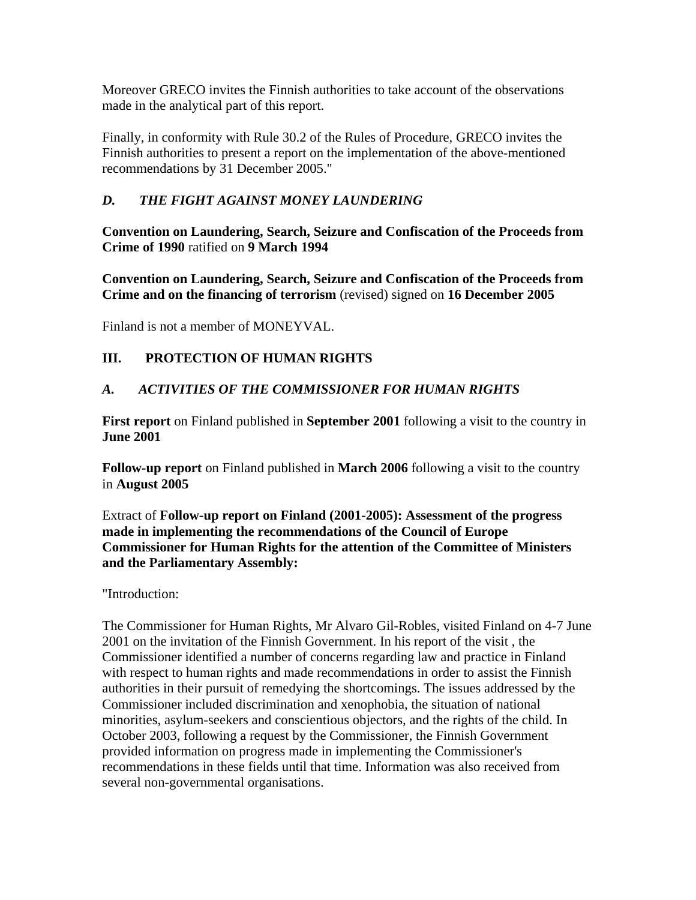Moreover GRECO invites the Finnish authorities to take account of the observations made in the analytical part of this report.

Finally, in conformity with Rule 30.2 of the Rules of Procedure, GRECO invites the Finnish authorities to present a report on the implementation of the above-mentioned recommendations by 31 December 2005."

### *D. THE FIGHT AGAINST MONEY LAUNDERING*

**Convention on Laundering, Search, Seizure and Confiscation of the Proceeds from Crime of 1990** ratified on **9 March 1994**

**Convention on Laundering, Search, Seizure and Confiscation of the Proceeds from Crime and on the financing of terrorism** (revised) signed on **16 December 2005**

Finland is not a member of MONEYVAL.

## III. PROTECTION OF HUMAN RIGHTS

### *A. ACTIVITIES OF THE COMMISSIONER FOR HUMAN RIGHTS*

**First report** on Finland published in **September 2001** following a visit to the country in **June 2001**

**Follow-up report** on Finland published in **March 2006** following a visit to the country in **August 2005**

Extract of **Follow-up report on Finland (2001-2005): Assessment of the progress made in implementing the recommendations of the Council of Europe Commissioner for Human Rights for the attention of the Committee of Ministers and the Parliamentary Assembly:**

"Introduction:

The Commissioner for Human Rights, Mr Alvaro Gil-Robles, visited Finland on 4-7 June 2001 on the invitation of the Finnish Government. In his report of the visit , the Commissioner identified a number of concerns regarding law and practice in Finland with respect to human rights and made recommendations in order to assist the Finnish authorities in their pursuit of remedying the shortcomings. The issues addressed by the Commissioner included discrimination and xenophobia, the situation of national minorities, asylum-seekers and conscientious objectors, and the rights of the child. In October 2003, following a request by the Commissioner, the Finnish Government provided information on progress made in implementing the Commissioner's recommendations in these fields until that time. Information was also received from several non-governmental organisations.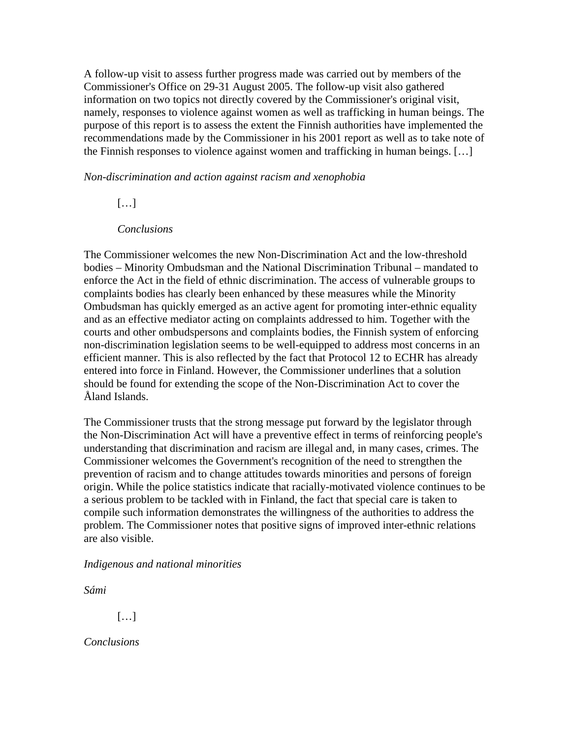A follow-up visit to assess further progress made was carried out by members of the Commissioner's Office on 29-31 August 2005. The follow-up visit also gathered information on two topics not directly covered by the Commissioner's original visit, namely, responses to violence against women as well as trafficking in human beings. The purpose of this report is to assess the extent the Finnish authorities have implemented the recommendations made by the Commissioner in his 2001 report as well as to take note of the Finnish responses to violence against women and trafficking in human beings. […]

*Non-discrimination and action against racism and xenophobia*

[…]

*Conclusions*

The Commissioner welcomes the new Non-Discrimination Act and the low-threshold bodies – Minority Ombudsman and the National Discrimination Tribunal – mandated to enforce the Act in the field of ethnic discrimination. The access of vulnerable groups to complaints bodies has clearly been enhanced by these measures while the Minority Ombudsman has quickly emerged as an active agent for promoting inter-ethnic equality and as an effective mediator acting on complaints addressed to him. Together with the courts and other ombudspersons and complaints bodies, the Finnish system of enforcing non-discrimination legislation seems to be well-equipped to address most concerns in an efficient manner. This is also reflected by the fact that Protocol 12 to ECHR has already entered into force in Finland. However, the Commissioner underlines that a solution should be found for extending the scope of the Non-Discrimination Act to cover the Åland Islands.

The Commissioner trusts that the strong message put forward by the legislator through the Non-Discrimination Act will have a preventive effect in terms of reinforcing people's understanding that discrimination and racism are illegal and, in many cases, crimes. The Commissioner welcomes the Government's recognition of the need to strengthen the prevention of racism and to change attitudes towards minorities and persons of foreign origin. While the police statistics indicate that racially-motivated violence continues to be a serious problem to be tackled with in Finland, the fact that special care is taken to compile such information demonstrates the willingness of the authorities to address the problem. The Commissioner notes that positive signs of improved inter-ethnic relations are also visible.

*Indigenous and national minorities*

*Sámi*

[…]

*Conclusions*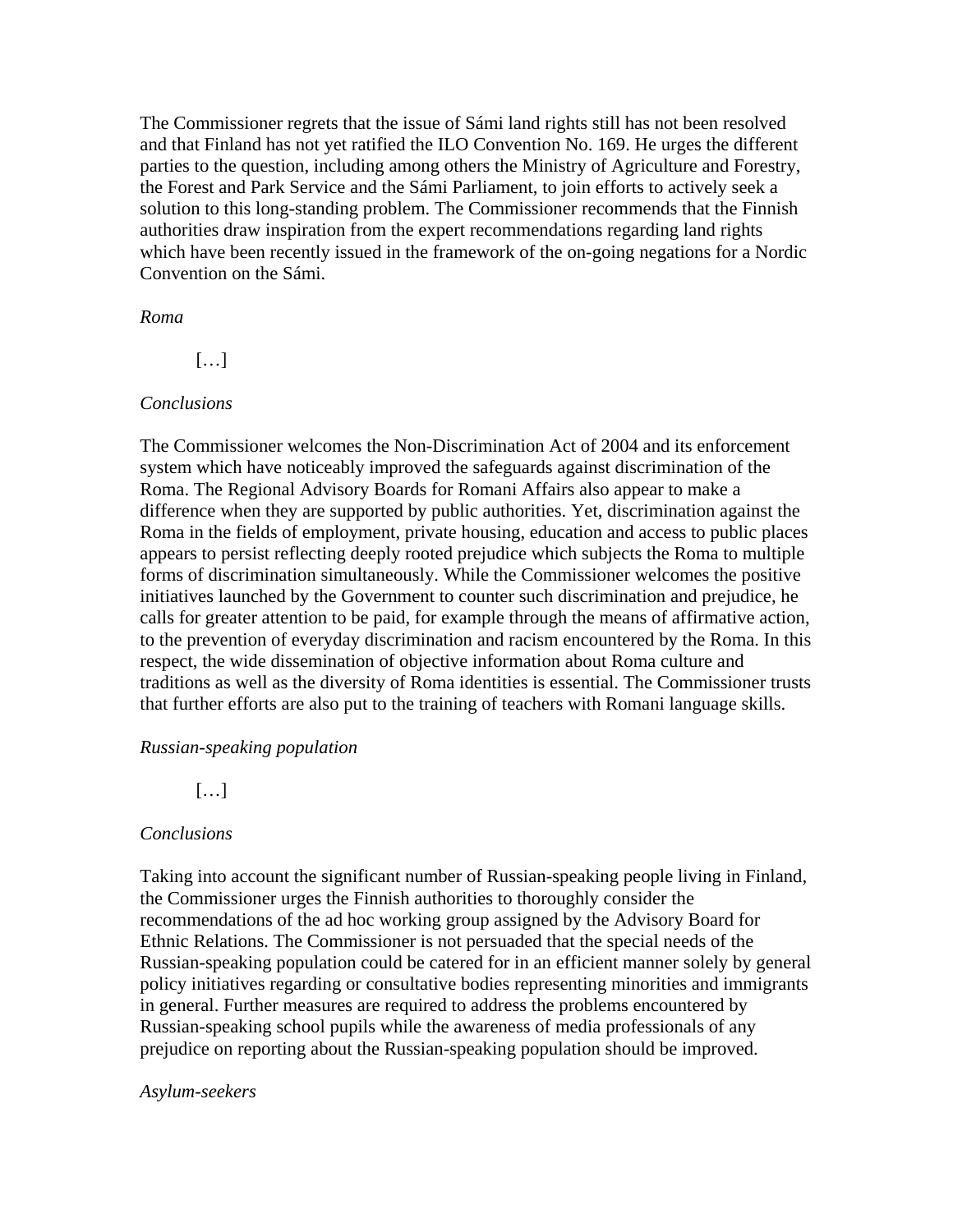The Commissioner regrets that the issue of Sámi land rights still has not been resolved and that Finland has not yet ratified the ILO Convention No. 169. He urges the different parties to the question, including among others the Ministry of Agriculture and Forestry, the Forest and Park Service and the Sámi Parliament, to join efforts to actively seek a solution to this long-standing problem. The Commissioner recommends that the Finnish authorities draw inspiration from the expert recommendations regarding land rights which have been recently issued in the framework of the on-going negations for a Nordic Convention on the Sámi.

*Roma*

[…]

*Conclusions*

The Commissioner welcomes the Non-Discrimination Act of 2004 and its enforcement system which have noticeably improved the safeguards against discrimination of the Roma. The Regional Advisory Boards for Romani Affairs also appear to make a difference when they are supported by public authorities. Yet, discrimination against the Roma in the fields of employment, private housing, education and access to public places appears to persist reflecting deeply rooted prejudice which subjects the Roma to multiple forms of discrimination simultaneously. While the Commissioner welcomes the positive initiatives launched by the Government to counter such discrimination and prejudice, he calls for greater attention to be paid, for example through the means of affirmative action, to the prevention of everyday discrimination and racism encountered by the Roma. In this respect, the wide dissemination of objective information about Roma culture and traditions as well as the diversity of Roma identities is essential. The Commissioner trusts that further efforts are also put to the training of teachers with Romani language skills.

*Russian-speaking population*

[…]

*Conclusions*

Taking into account the significant number of Russian-speaking people living in Finland, the Commissioner urges the Finnish authorities to thoroughly consider the recommendations of the ad hoc working group assigned by the Advisory Board for Ethnic Relations. The Commissioner is not persuaded that the special needs of the Russian-speaking population could be catered for in an efficient manner solely by general policy initiatives regarding or consultative bodies representing minorities and immigrants in general. Further measures are required to address the problems encountered by Russian-speaking school pupils while the awareness of media professionals of any prejudice on reporting about the Russian-speaking population should be improved.

*Asylum-seekers*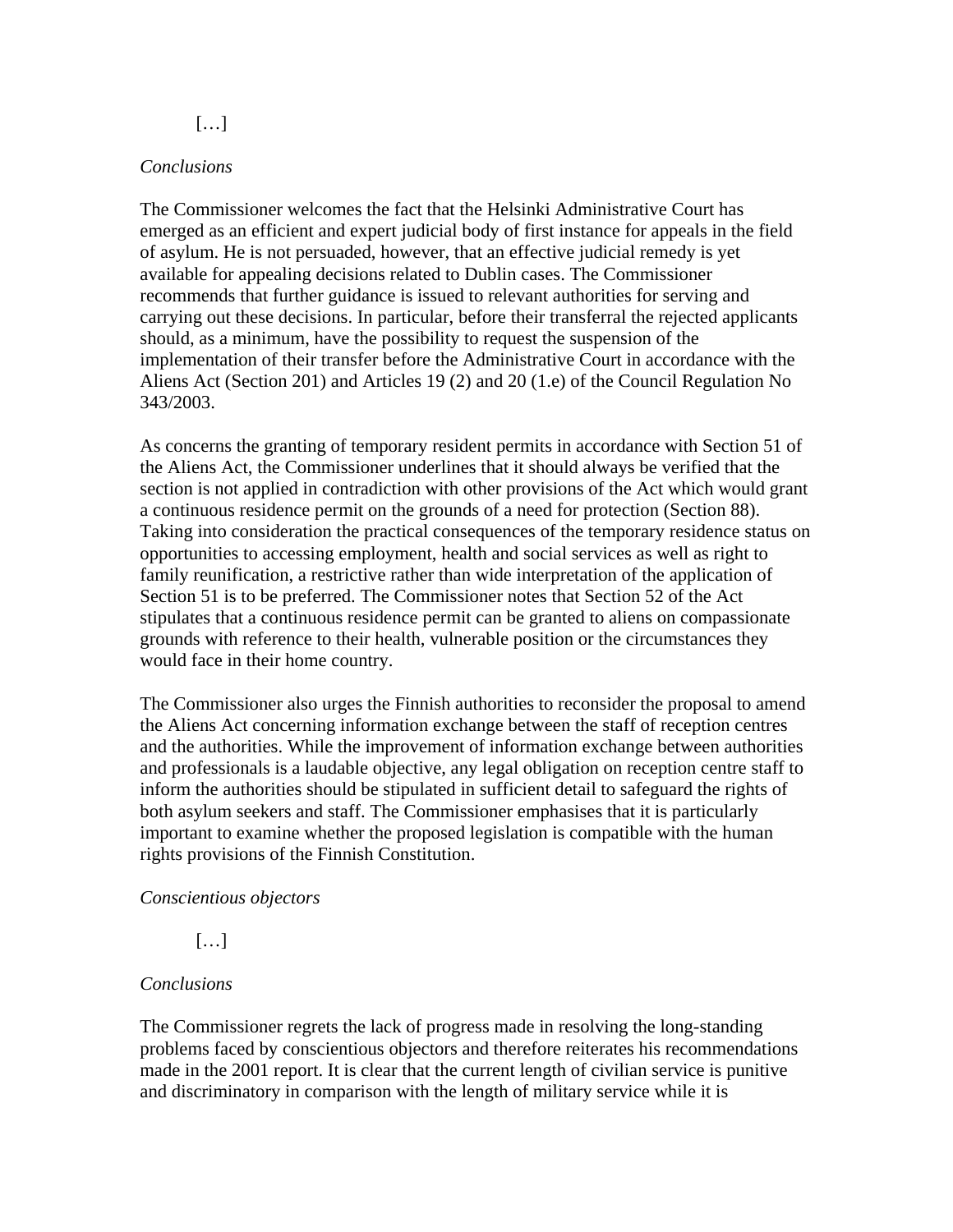[…]

*Conclusions*

The Commissioner welcomes the fact that the Helsinki Administrative Court has emerged as an efficient and expert judicial body of first instance for appeals in the field of asylum. He is not persuaded, however, that an effective judicial remedy is yet available for appealing decisions related to Dublin cases. The Commissioner recommends that further guidance is issued to relevant authorities for serving and carrying out these decisions. In particular, before their transferral the rejected applicants should, as a minimum, have the possibility to request the suspension of the implementation of their transfer before the Administrative Court in accordance with the Aliens Act (Section 201) and Articles 19 (2) and 20 (1.e) of the Council Regulation No 343/2003.

As concerns the granting of temporary resident permits in accordance with Section 51 of the Aliens Act, the Commissioner underlines that it should always be verified that the section is not applied in contradiction with other provisions of the Act which would grant a continuous residence permit on the grounds of a need for protection (Section 88). Taking into consideration the practical consequences of the temporary residence status on opportunities to accessing employment, health and social services as well as right to family reunification, a restrictive rather than wide interpretation of the application of Section 51 is to be preferred. The Commissioner notes that Section 52 of the Act stipulates that a continuous residence permit can be granted to aliens on compassionate grounds with reference to their health, vulnerable position or the circumstances they would face in their home country.

The Commissioner also urges the Finnish authorities to reconsider the proposal to amend the Aliens Act concerning information exchange between the staff of reception centres and the authorities. While the improvement of information exchange between authorities and professionals is a laudable objective, any legal obligation on reception centre staff to inform the authorities should be stipulated in sufficient detail to safeguard the rights of both asylum seekers and staff. The Commissioner emphasises that it is particularly important to examine whether the proposed legislation is compatible with the human rights provisions of the Finnish Constitution.

*Conscientious objectors*

[…]

*Conclusions*

The Commissioner regrets the lack of progress made in resolving the long-standing problems faced by conscientious objectors and therefore reiterates his recommendations made in the 2001 report. It is clear that the current length of civilian service is punitive and discriminatory in comparison with the length of military service while it is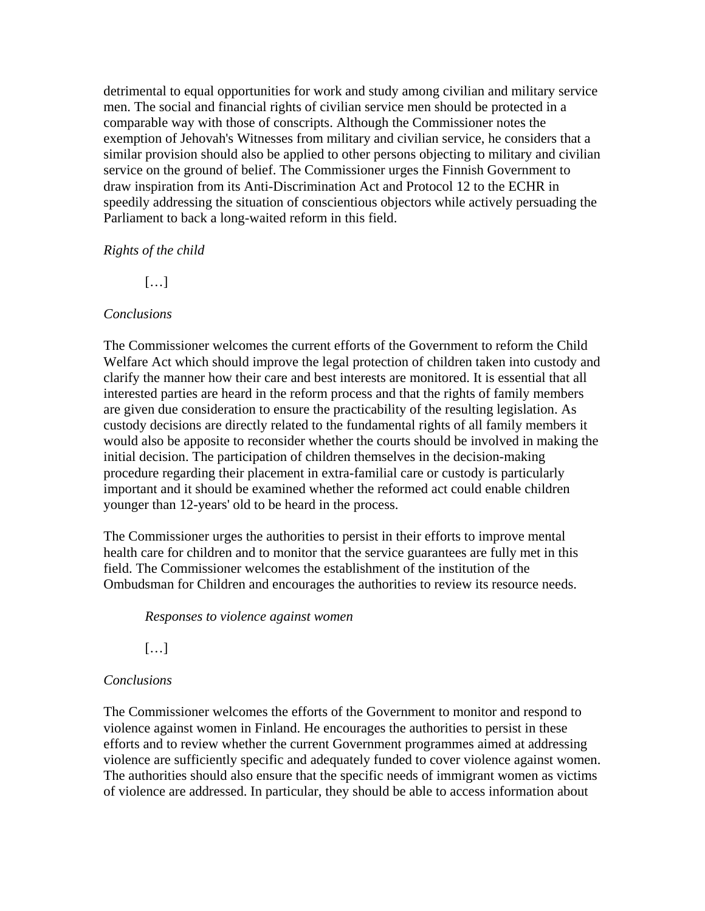detrimental to equal opportunities for work and study among civilian and military service men. The social and financial rights of civilian service men should be protected in a comparable way with those of conscripts. Although the Commissioner notes the exemption of Jehovah's Witnesses from military and civilian service, he considers that a similar provision should also be applied to other persons objecting to military and civilian service on the ground of belief. The Commissioner urges the Finnish Government to draw inspiration from its Anti-Discrimination Act and Protocol 12 to the ECHR in speedily addressing the situation of conscientious objectors while actively persuading the Parliament to back a long-waited reform in this field.

*Rights of the child*

[…]

*Conclusions*

The Commissioner welcomes the current efforts of the Government to reform the Child Welfare Act which should improve the legal protection of children taken into custody and clarify the manner how their care and best interests are monitored. It is essential that all interested parties are heard in the reform process and that the rights of family members are given due consideration to ensure the practicability of the resulting legislation. As custody decisions are directly related to the fundamental rights of all family members it would also be apposite to reconsider whether the courts should be involved in making the initial decision. The participation of children themselves in the decision-making procedure regarding their placement in extra-familial care or custody is particularly important and it should be examined whether the reformed act could enable children younger than 12-years' old to be heard in the process.

The Commissioner urges the authorities to persist in their efforts to improve mental health care for children and to monitor that the service guarantees are fully met in this field. The Commissioner welcomes the establishment of the institution of the Ombudsman for Children and encourages the authorities to review its resource needs.

*Responses to violence against women*

[…]

*Conclusions*

The Commissioner welcomes the efforts of the Government to monitor and respond to violence against women in Finland. He encourages the authorities to persist in these efforts and to review whether the current Government programmes aimed at addressing violence are sufficiently specific and adequately funded to cover violence against women. The authorities should also ensure that the specific needs of immigrant women as victims of violence are addressed. In particular, they should be able to access information about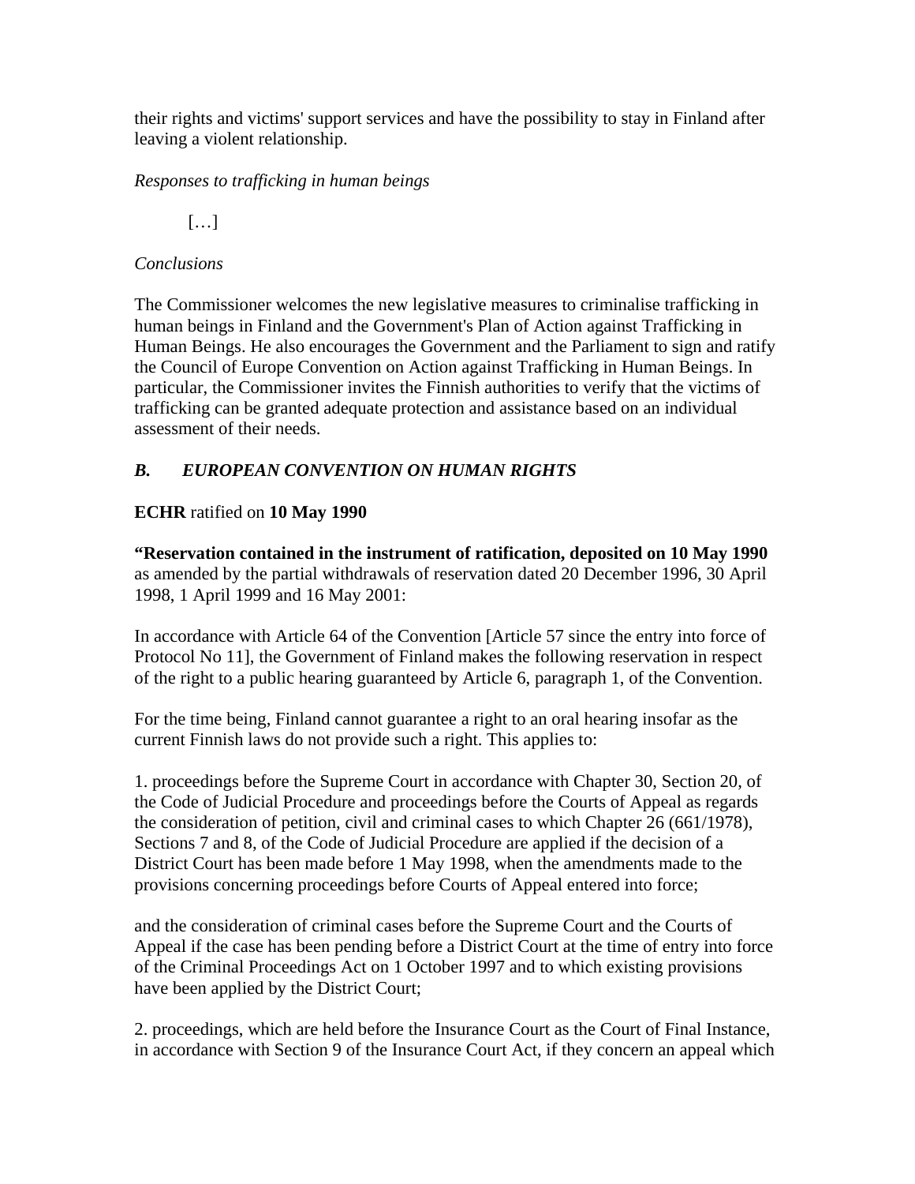their rights and victims' support services and have the possibility to stay in Finland after leaving a violent relationship.

*Responses to trafficking in human beings*

[…]

*Conclusions*

The Commissioner welcomes the new legislative measures to criminalise trafficking in human beings in Finland and the Government's Plan of Action against Trafficking in Human Beings. He also encourages the Government and the Parliament to sign and ratify the Council of Europe Convention on Action against Trafficking in Human Beings. In particular, the Commissioner invites the Finnish authorities to verify that the victims of trafficking can be granted adequate protection and assistance based on an individual assessment of their needs.

## *B. EUROPEAN CONVENTION ON HUMAN RIGHTS*

**ECHR** ratified on **10 May 1990**

**"Reservation contained in the instrument of ratification, deposited on 10 May 1990** as amended by the partial withdrawals of reservation dated 20 December 1996, 30 April 1998, 1 April 1999 and 16 May 2001:

In accordance with Article 64 of the Convention [Article 57 since the entry into force of Protocol No 11], the Government of Finland makes the following reservation in respect of the right to a public hearing guaranteed by Article 6, paragraph 1, of the Convention.

For the time being, Finland cannot guarantee a right to an oral hearing insofar as the current Finnish laws do not provide such a right. This applies to:

1. proceedings before the Supreme Court in accordance with Chapter 30, Section 20, of the Code of Judicial Procedure and proceedings before the Courts of Appeal as regards the consideration of petition, civil and criminal cases to which Chapter 26 (661/1978), Sections 7 and 8, of the Code of Judicial Procedure are applied if the decision of a District Court has been made before 1 May 1998, when the amendments made to the provisions concerning proceedings before Courts of Appeal entered into force;

and the consideration of criminal cases before the Supreme Court and the Courts of Appeal if the case has been pending before a District Court at the time of entry into force of the Criminal Proceedings Act on 1 October 1997 and to which existing provisions have been applied by the District Court;

2. proceedings, which are held before the Insurance Court as the Court of Final Instance, in accordance with Section 9 of the Insurance Court Act, if they concern an appeal which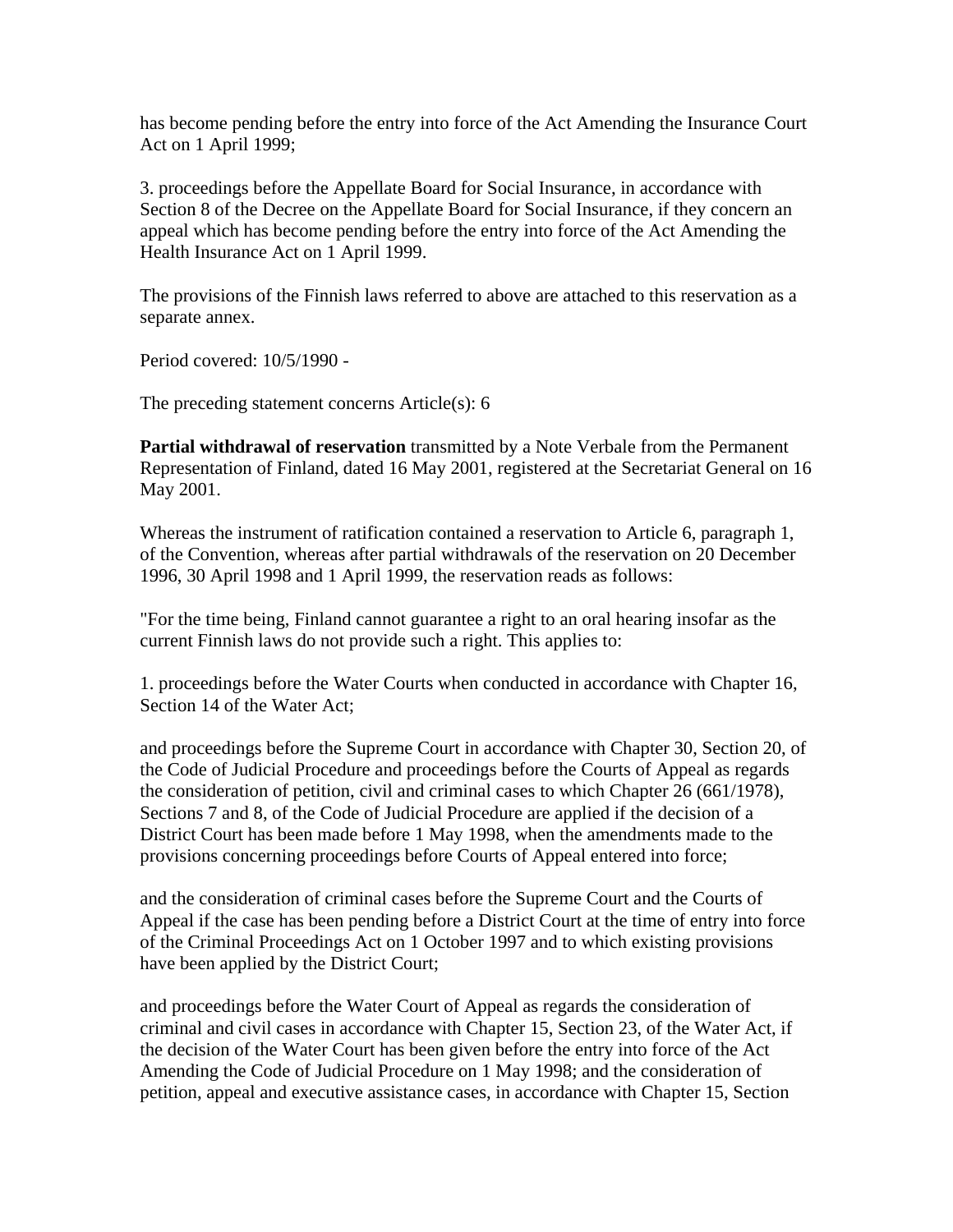has become pending before the entry into force of the Act Amending the Insurance Court Act on 1 April 1999;

3. proceedings before the Appellate Board for Social Insurance, in accordance with Section 8 of the Decree on the Appellate Board for Social Insurance, if they concern an appeal which has become pending before the entry into force of the Act Amending the Health Insurance Act on 1 April 1999.

The provisions of the Finnish laws referred to above are attached to this reservation as a separate annex.

Period covered: 10/5/1990 -

The preceding statement concerns Article(s): 6

**Partial withdrawal of reservation** transmitted by a Note Verbale from the Permanent Representation of Finland, dated 16 May 2001, registered at the Secretariat General on 16 May 2001.

Whereas the instrument of ratification contained a reservation to Article 6, paragraph 1, of the Convention, whereas after partial withdrawals of the reservation on 20 December 1996, 30 April 1998 and 1 April 1999, the reservation reads as follows:

"For the time being, Finland cannot guarantee a right to an oral hearing insofar as the current Finnish laws do not provide such a right. This applies to:

1. proceedings before the Water Courts when conducted in accordance with Chapter 16, Section 14 of the Water Act;

and proceedings before the Supreme Court in accordance with Chapter 30, Section 20, of the Code of Judicial Procedure and proceedings before the Courts of Appeal as regards the consideration of petition, civil and criminal cases to which Chapter 26 (661/1978), Sections 7 and 8, of the Code of Judicial Procedure are applied if the decision of a District Court has been made before 1 May 1998, when the amendments made to the provisions concerning proceedings before Courts of Appeal entered into force;

and the consideration of criminal cases before the Supreme Court and the Courts of Appeal if the case has been pending before a District Court at the time of entry into force of the Criminal Proceedings Act on 1 October 1997 and to which existing provisions have been applied by the District Court;

and proceedings before the Water Court of Appeal as regards the consideration of criminal and civil cases in accordance with Chapter 15, Section 23, of the Water Act, if the decision of the Water Court has been given before the entry into force of the Act Amending the Code of Judicial Procedure on 1 May 1998; and the consideration of petition, appeal and executive assistance cases, in accordance with Chapter 15, Section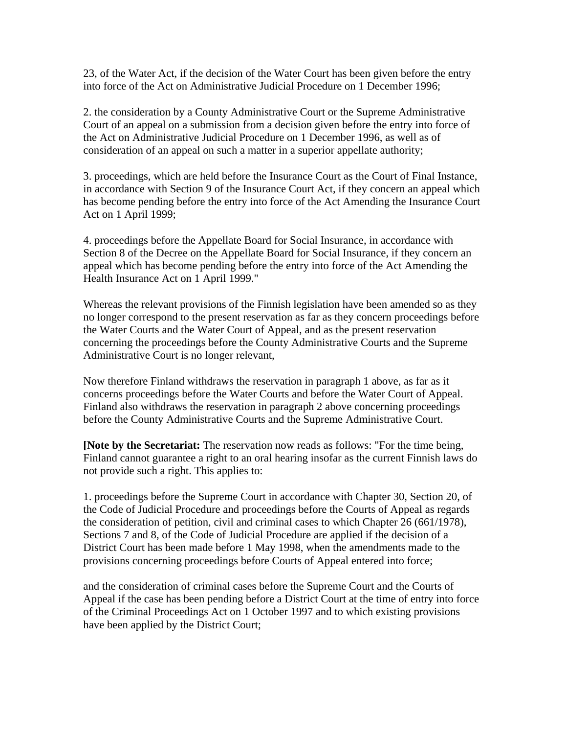23, of the Water Act, if the decision of the Water Court has been given before the entry into force of the Act on Administrative Judicial Procedure on 1 December 1996;

2. the consideration by a County Administrative Court or the Supreme Administrative Court of an appeal on a submission from a decision given before the entry into force of the Act on Administrative Judicial Procedure on 1 December 1996, as well as of consideration of an appeal on such a matter in a superior appellate authority;

3. proceedings, which are held before the Insurance Court as the Court of Final Instance, in accordance with Section 9 of the Insurance Court Act, if they concern an appeal which has become pending before the entry into force of the Act Amending the Insurance Court Act on 1 April 1999;

4. proceedings before the Appellate Board for Social Insurance, in accordance with Section 8 of the Decree on the Appellate Board for Social Insurance, if they concern an appeal which has become pending before the entry into force of the Act Amending the Health Insurance Act on 1 April 1999."

Whereas the relevant provisions of the Finnish legislation have been amended so as they no longer correspond to the present reservation as far as they concern proceedings before the Water Courts and the Water Court of Appeal, and as the present reservation concerning the proceedings before the County Administrative Courts and the Supreme Administrative Court is no longer relevant,

Now therefore Finland withdraws the reservation in paragraph 1 above, as far as it concerns proceedings before the Water Courts and before the Water Court of Appeal. Finland also withdraws the reservation in paragraph 2 above concerning proceedings before the County Administrative Courts and the Supreme Administrative Court.

**[Note by the Secretariat:** The reservation now reads as follows: "For the time being, Finland cannot guarantee a right to an oral hearing insofar as the current Finnish laws do not provide such a right. This applies to:

1. proceedings before the Supreme Court in accordance with Chapter 30, Section 20, of the Code of Judicial Procedure and proceedings before the Courts of Appeal as regards the consideration of petition, civil and criminal cases to which Chapter 26 (661/1978), Sections 7 and 8, of the Code of Judicial Procedure are applied if the decision of a District Court has been made before 1 May 1998, when the amendments made to the provisions concerning proceedings before Courts of Appeal entered into force;

and the consideration of criminal cases before the Supreme Court and the Courts of Appeal if the case has been pending before a District Court at the time of entry into force of the Criminal Proceedings Act on 1 October 1997 and to which existing provisions have been applied by the District Court;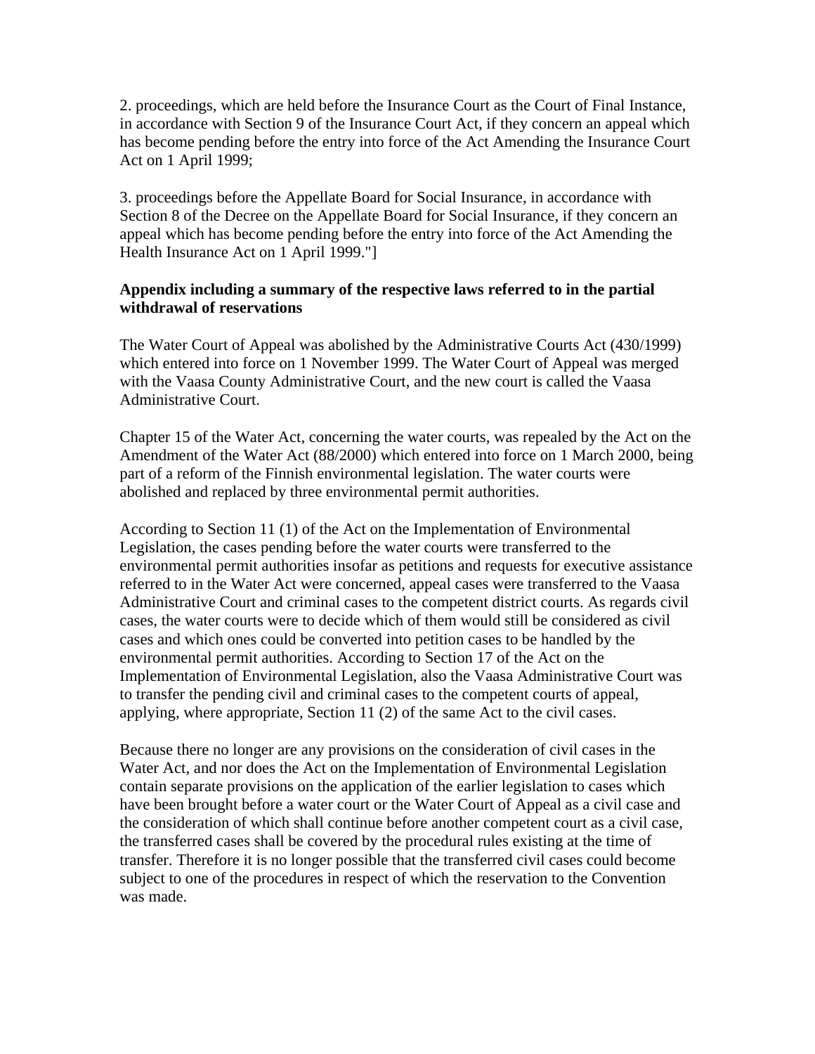2. proceedings, which are held before the Insurance Court as the Court of Final Instance, in accordance with Section 9 of the Insurance Court Act, if they concern an appeal which has become pending before the entry into force of the Act Amending the Insurance Court Act on 1 April 1999;

3. proceedings before the Appellate Board for Social Insurance, in accordance with Section 8 of the Decree on the Appellate Board for Social Insurance, if they concern an appeal which has become pending before the entry into force of the Act Amending the Health Insurance Act on 1 April 1999."]

**Appendix including a summary of the respective laws referred to in the partial withdrawal of reservations**

The Water Court of Appeal was abolished by the Administrative Courts Act (430/1999) which entered into force on 1 November 1999. The Water Court of Appeal was merged with the Vaasa County Administrative Court, and the new court is called the Vaasa Administrative Court.

Chapter 15 of the Water Act, concerning the water courts, was repealed by the Act on the Amendment of the Water Act (88/2000) which entered into force on 1 March 2000, being part of a reform of the Finnish environmental legislation. The water courts were abolished and replaced by three environmental permit authorities.

According to Section 11 (1) of the Act on the Implementation of Environmental Legislation, the cases pending before the water courts were transferred to the environmental permit authorities insofar as petitions and requests for executive assistance referred to in the Water Act were concerned, appeal cases were transferred to the Vaasa Administrative Court and criminal cases to the competent district courts. As regards civil cases, the water courts were to decide which of them would still be considered as civil cases and which ones could be converted into petition cases to be handled by the environmental permit authorities. According to Section 17 of the Act on the Implementation of Environmental Legislation, also the Vaasa Administrative Court was to transfer the pending civil and criminal cases to the competent courts of appeal, applying, where appropriate, Section 11 (2) of the same Act to the civil cases.

Because there no longer are any provisions on the consideration of civil cases in the Water Act, and nor does the Act on the Implementation of Environmental Legislation contain separate provisions on the application of the earlier legislation to cases which have been brought before a water court or the Water Court of Appeal as a civil case and the consideration of which shall continue before another competent court as a civil case, the transferred cases shall be covered by the procedural rules existing at the time of transfer. Therefore it is no longer possible that the transferred civil cases could become subject to one of the procedures in respect of which the reservation to the Convention was made.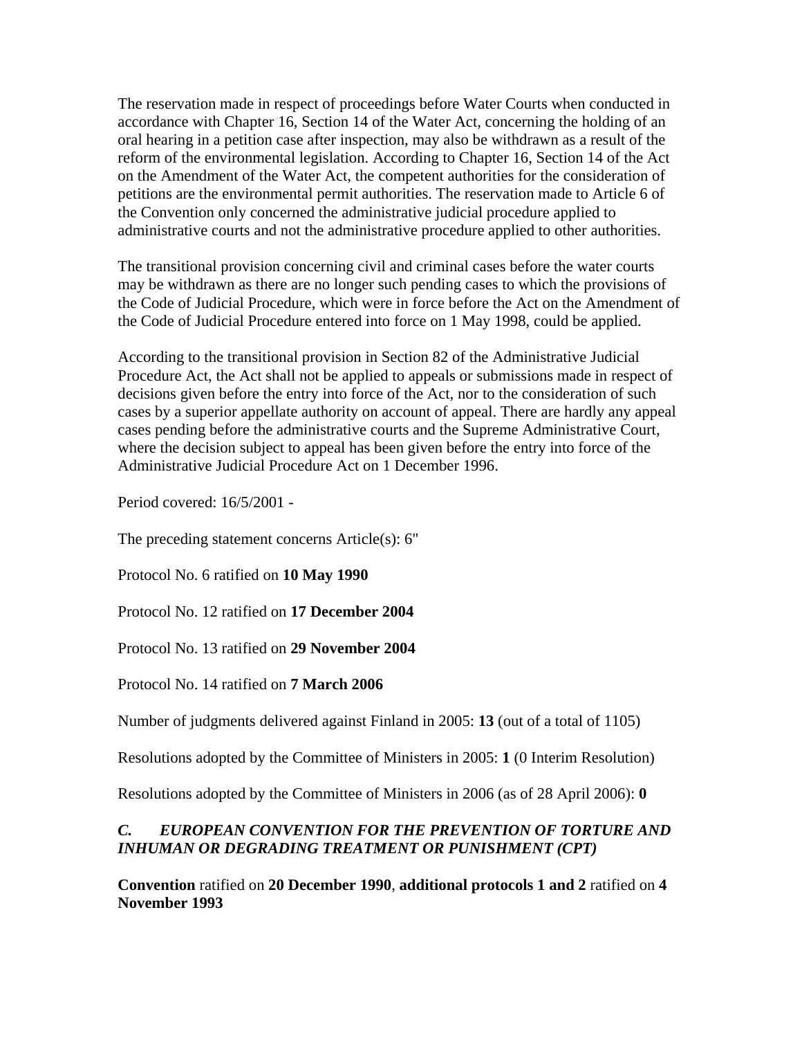The reservation made in respect of proceedings before Water Courts when conducted in accordance with Chapter 16, Section 14 of the Water Act, concerning the holding of an oral hearing in a petition case after inspection, may also be withdrawn as a result of the reform of the environmental legislation. According to Chapter 16, Section 14 of the Act on the Amendment of the Water Act, the competent authorities for the consideration of petitions are the environmental permit authorities. The reservation made to Article 6 of the Convention only concerned the administrative judicial procedure applied to administrative courts and not the administrative procedure applied to other authorities.

The transitional provision concerning civil and criminal cases before the water courts may be withdrawn as there are no longer such pending cases to which the provisions of the Code of Judicial Procedure, which were in force before the Act on the Amendment of the Code of Judicial Procedure entered into force on 1 May 1998, could be applied.

According to the transitional provision in Section 82 of the Administrative Judicial Procedure Act, the Act shall not be applied to appeals or submissions made in respect of decisions given before the entry into force of the Act, nor to the consideration of such cases by a superior appellate authority on account of appeal. There are hardly any appeal cases pending before the administrative courts and the Supreme Administrative Court, where the decision subject to appeal has been given before the entry into force of the Administrative Judicial Procedure Act on 1 December 1996.

Period covered: 16/5/2001 -

The preceding statement concerns Article(s): 6"

Protocol No. 6 ratified on **10 May 1990**

Protocol No. 12 ratified on **17 December 2004**

Protocol No. 13 ratified on **29 November 2004**

Protocol No. 14 ratified on **7 March 2006**

Number of judgments delivered against Finland in 2005: **13** (out of a total of 1105)

Resolutions adopted by the Committee of Ministers in 2005: **1** (0 Interim Resolution)

Resolutions adopted by the Committee of Ministers in 2006 (as of 28 April 2006): **0**

### *C. EUROPEAN CONVENTION FOR THE PREVENTION OF TORTURE AND INHUMAN OR DEGRADING TREATMENT OR PUNISHMENT (CPT)*

**Convention** ratified on **20 December 1990**, **additional protocols 1 and 2** ratified on **4 November 1993**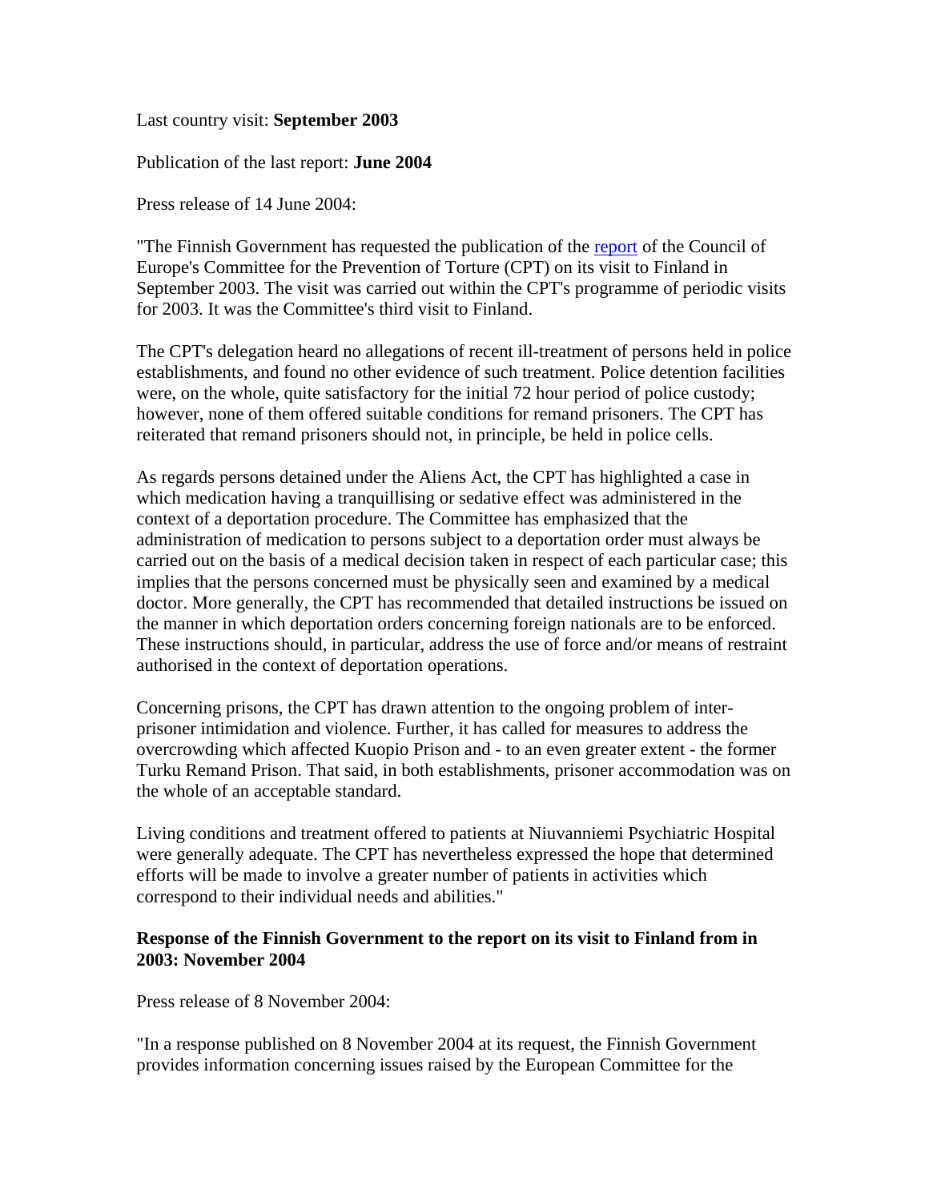Last country visit: **September 2003**

Publication of the last report: **June 2004**

Press release of 14 June 2004:

"The Finnish Government has requested the publication of the [report](report) of the Council of Europe's Committee for the Prevention of Torture (CPT) on its visit to Finland in September 2003. The visit was carried out within the CPT's programme of periodic visits for 2003. It was the Committee's third visit to Finland.

The CPT's delegation heard no allegations of recent ill-treatment of persons held in police establishments, and found no other evidence of such treatment. Police detention facilities were, on the whole, quite satisfactory for the initial 72 hour period of police custody; however, none of them offered suitable conditions for remand prisoners. The CPT has reiterated that remand prisoners should not, in principle, be held in police cells.

As regards persons detained under the Aliens Act, the CPT has highlighted a case in which medication having a tranquillising or sedative effect was administered in the context of a deportation procedure. The Committee has emphasized that the administration of medication to persons subject to a deportation order must always be carried out on the basis of a medical decision taken in respect of each particular case; this implies that the persons concerned must be physically seen and examined by a medical doctor. More generally, the CPT has recommended that detailed instructions be issued on the manner in which deportation orders concerning foreign nationals are to be enforced. These instructions should, in particular, address the use of force and/or means of restraint authorised in the context of deportation operations.

Concerning prisons, the CPT has drawn attention to the ongoing problem of inter-prisoner intimidation and violence. Further, it has called for measures to address the overcrowding which affected Kuopio Prison and - to an even greater extent - the former Turku Remand Prison. That said, in both establishments, prisoner accommodation was on the whole of an acceptable standard.

Living conditions and treatment offered to patients at Niuvanniemi Psychiatric Hospital were generally adequate. The CPT has nevertheless expressed the hope that determined efforts will be made to involve a greater number of patients in activities which correspond to their individual needs and abilities."

**Response of the Finnish Government to the report on its visit to Finland from in 2003: November 2004**

Press release of 8 November 2004:

"In a response published on 8 November 2004 at its request, the Finnish Government provides information concerning issues raised by the European Committee for the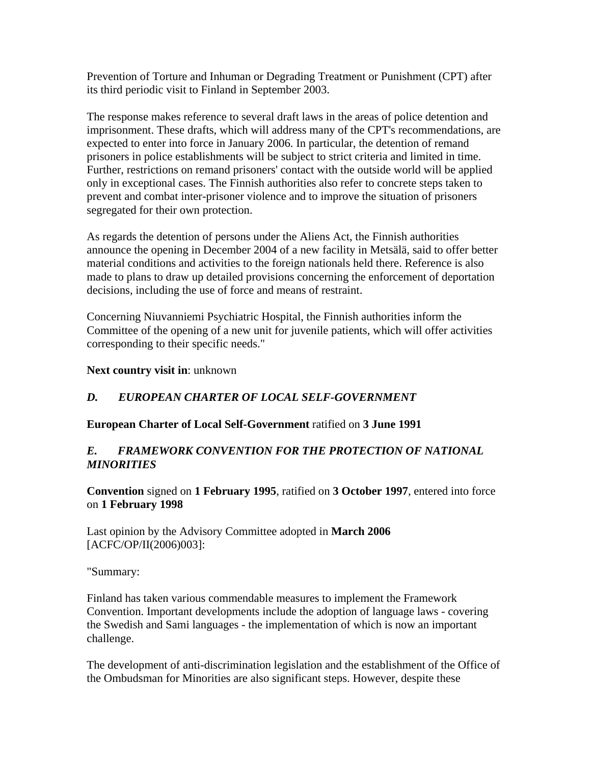Prevention of Torture and Inhuman or Degrading Treatment or Punishment (CPT) after its third periodic visit to Finland in September 2003.

The response makes reference to several draft laws in the areas of police detention and imprisonment. These drafts, which will address many of the CPT's recommendations, are expected to enter into force in January 2006. In particular, the detention of remand prisoners in police establishments will be subject to strict criteria and limited in time. Further, restrictions on remand prisoners' contact with the outside world will be applied only in exceptional cases. The Finnish authorities also refer to concrete steps taken to prevent and combat inter-prisoner violence and to improve the situation of prisoners segregated for their own protection.

As regards the detention of persons under the Aliens Act, the Finnish authorities announce the opening in December 2004 of a new facility in Metsälä, said to offer better material conditions and activities to the foreign nationals held there. Reference is also made to plans to draw up detailed provisions concerning the enforcement of deportation decisions, including the use of force and means of restraint.

Concerning Niuvanniemi Psychiatric Hospital, the Finnish authorities inform the Committee of the opening of a new unit for juvenile patients, which will offer activities corresponding to their specific needs."

**Next country visit in**: unknown

### *D. EUROPEAN CHARTER OF LOCAL SELF-GOVERNMENT*

**European Charter of Local Self-Government** ratified on **3 June 1991**

### *E. FRAMEWORK CONVENTION FOR THE PROTECTION OF NATIONAL MINORITIES*

**Convention** signed on **1 February 1995**, ratified on **3 October 1997**, entered into force on **1 February 1998**

Last opinion by the Advisory Committee adopted in **March 2006** [ACFC/OP/II(2006)003]:

"Summary:

Finland has taken various commendable measures to implement the Framework Convention. Important developments include the adoption of language laws - covering the Swedish and Sami languages - the implementation of which is now an important challenge.

The development of anti-discrimination legislation and the establishment of the Office of the Ombudsman for Minorities are also significant steps. However, despite these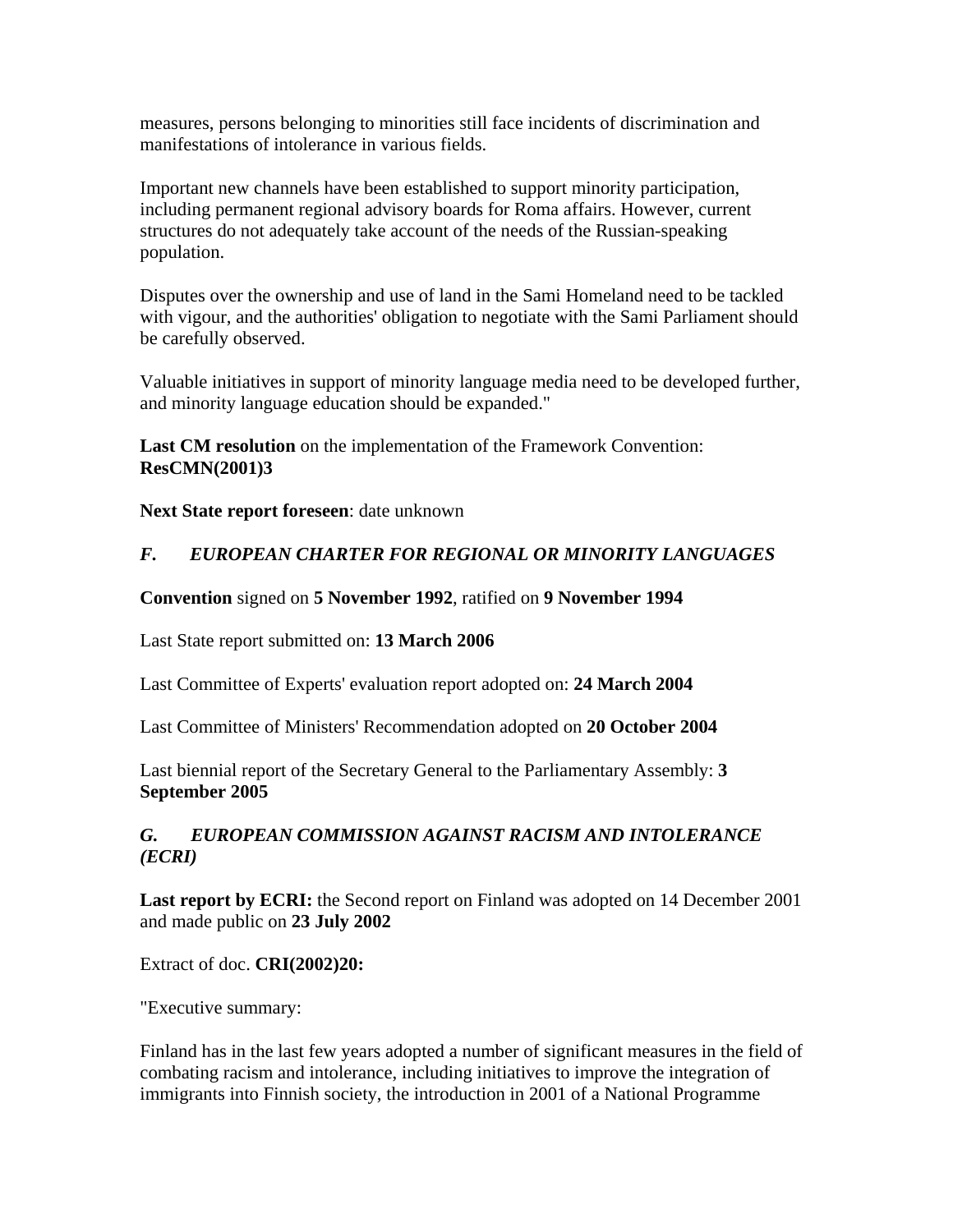measures, persons belonging to minorities still face incidents of discrimination and manifestations of intolerance in various fields.

Important new channels have been established to support minority participation, including permanent regional advisory boards for Roma affairs. However, current structures do not adequately take account of the needs of the Russian-speaking population.

Disputes over the ownership and use of land in the Sami Homeland need to be tackled with vigour, and the authorities' obligation to negotiate with the Sami Parliament should be carefully observed.

Valuable initiatives in support of minority language media need to be developed further, and minority language education should be expanded."

**Last CM resolution** on the implementation of the Framework Convention: **ResCMN(2001)3**

**Next State report foreseen**: date unknown

### *F. EUROPEAN CHARTER FOR REGIONAL OR MINORITY LANGUAGES*

**Convention** signed on **5 November 1992**, ratified on **9 November 1994**

Last State report submitted on: **13 March 2006**

Last Committee of Experts' evaluation report adopted on: **24 March 2004**

Last Committee of Ministers' Recommendation adopted on **20 October 2004**

Last biennial report of the Secretary General to the Parliamentary Assembly: **3 September 2005**

### *G. EUROPEAN COMMISSION AGAINST RACISM AND INTOLERANCE (ECRI)*

**Last report by ECRI:** the Second report on Finland was adopted on 14 December 2001 and made public on **23 July 2002**

Extract of doc. **CRI(2002)20:**

"Executive summary:

Finland has in the last few years adopted a number of significant measures in the field of combating racism and intolerance, including initiatives to improve the integration of immigrants into Finnish society, the introduction in 2001 of a National Programme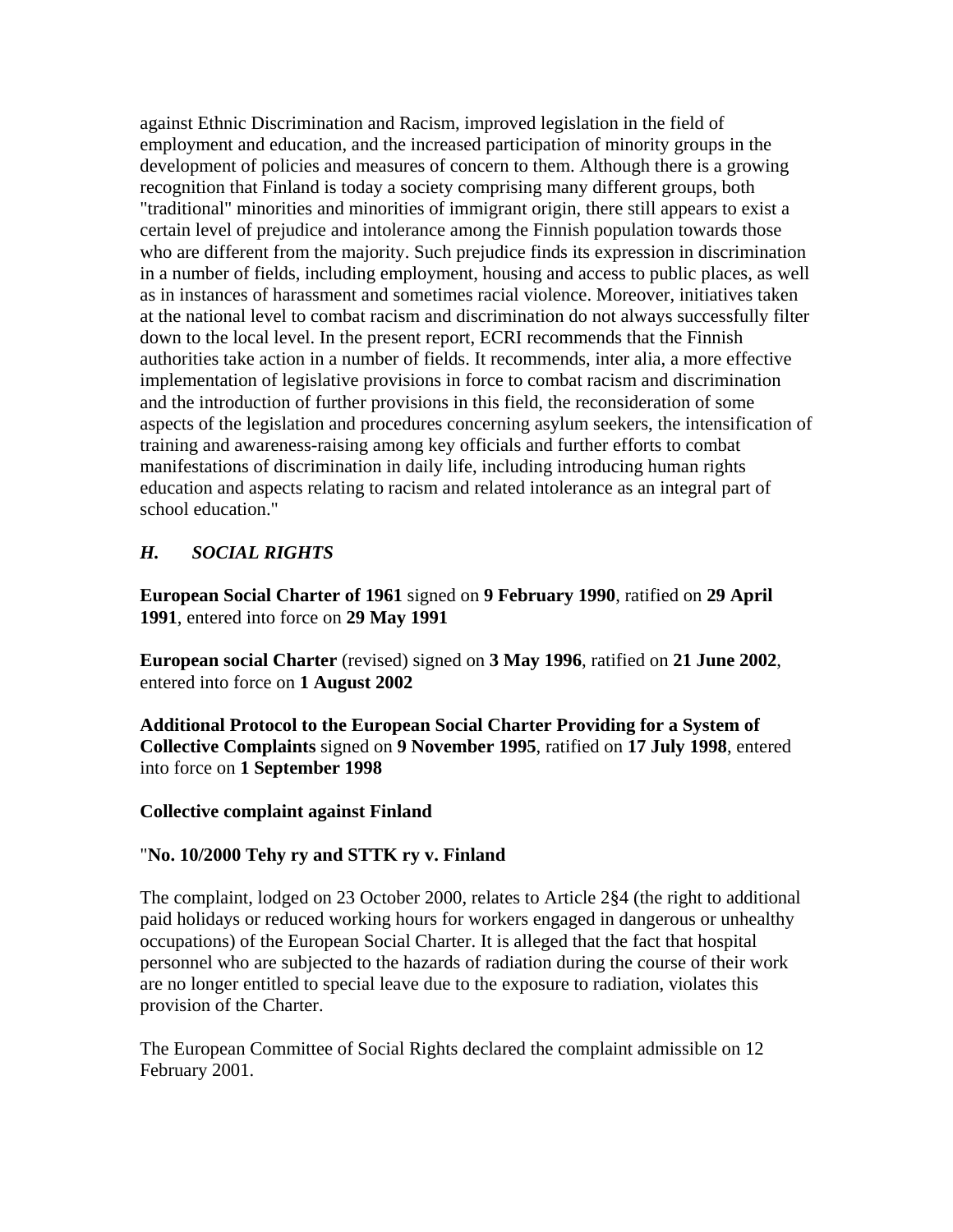against Ethnic Discrimination and Racism, improved legislation in the field of employment and education, and the increased participation of minority groups in the development of policies and measures of concern to them. Although there is a growing recognition that Finland is today a society comprising many different groups, both "traditional" minorities and minorities of immigrant origin, there still appears to exist a certain level of prejudice and intolerance among the Finnish population towards those who are different from the majority. Such prejudice finds its expression in discrimination in a number of fields, including employment, housing and access to public places, as well as in instances of harassment and sometimes racial violence. Moreover, initiatives taken at the national level to combat racism and discrimination do not always successfully filter down to the local level. In the present report, ECRI recommends that the Finnish authorities take action in a number of fields. It recommends, inter alia, a more effective implementation of legislative provisions in force to combat racism and discrimination and the introduction of further provisions in this field, the reconsideration of some aspects of the legislation and procedures concerning asylum seekers, the intensification of training and awareness-raising among key officials and further efforts to combat manifestations of discrimination in daily life, including introducing human rights education and aspects relating to racism and related intolerance as an integral part of school education."

### *H. SOCIAL RIGHTS*

**European Social Charter of 1961** signed on **9 February 1990**, ratified on **29 April 1991**, entered into force on **29 May 1991**

**European social Charter** (revised) signed on **3 May 1996**, ratified on **21 June 2002**, entered into force on **1 August 2002**

**Additional Protocol to the European Social Charter Providing for a System of Collective Complaints** signed on **9 November 1995**, ratified on **17 July 1998**, entered into force on **1 September 1998**

**Collective complaint against Finland**

"**No. 10/2000 Tehy ry and STTK ry v. Finland**

The complaint, lodged on 23 October 2000, relates to Article 2§4 (the right to additional paid holidays or reduced working hours for workers engaged in dangerous or unhealthy occupations) of the European Social Charter. It is alleged that the fact that hospital personnel who are subjected to the hazards of radiation during the course of their work are no longer entitled to special leave due to the exposure to radiation, violates this provision of the Charter.

The European Committee of Social Rights declared the complaint admissible on 12 February 2001.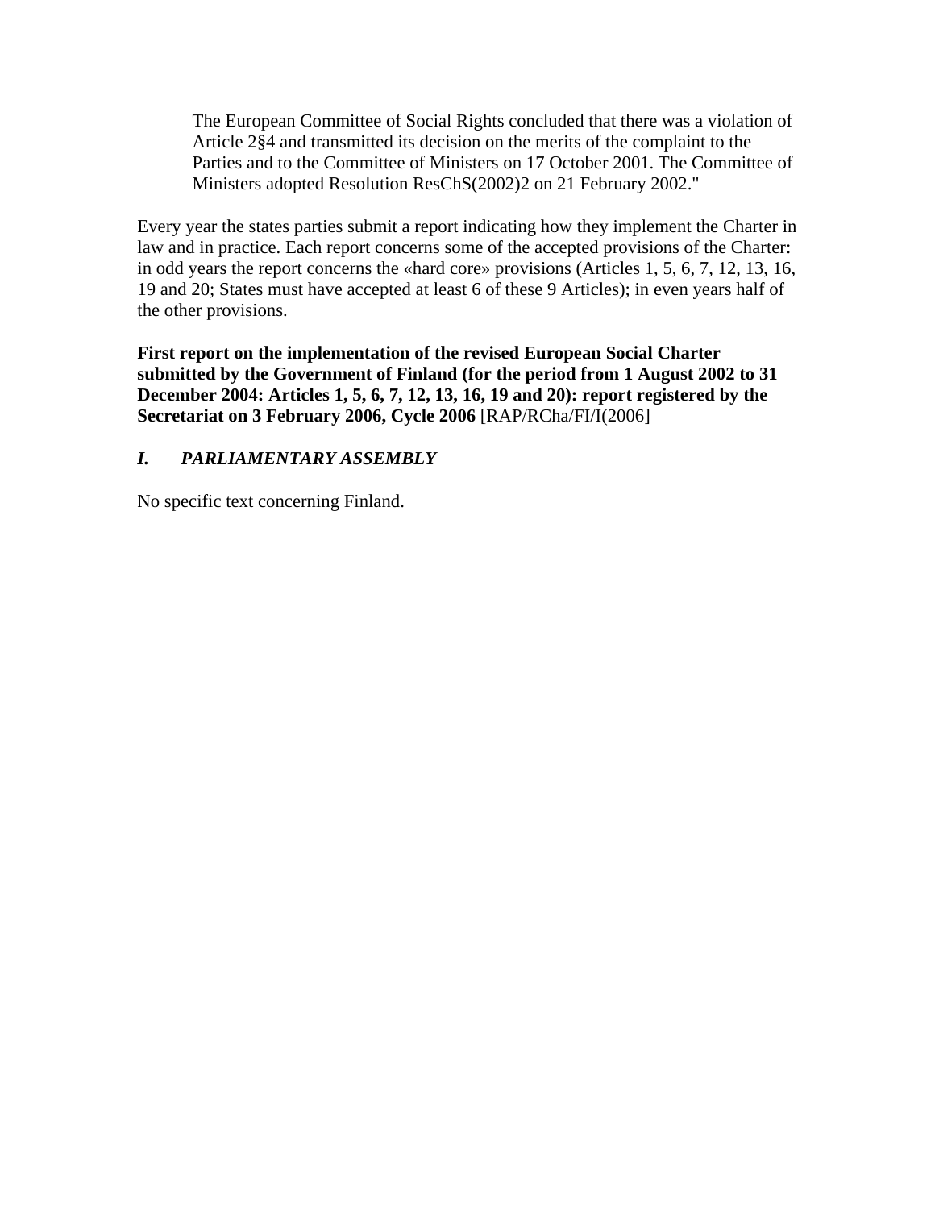> The European Committee of Social Rights concluded that there was a violation of Article 2§4 and transmitted its decision on the merits of the complaint to the Parties and to the Committee of Ministers on 17 October 2001. The Committee of Ministers adopted Resolution ResChS(2002)2 on 21 February 2002."

Every year the states parties submit a report indicating how they implement the Charter in law and in practice. Each report concerns some of the accepted provisions of the Charter: in odd years the report concerns the «hard core» provisions (Articles 1, 5, 6, 7, 12, 13, 16, 19 and 20; States must have accepted at least 6 of these 9 Articles); in even years half of the other provisions.

**First report on the implementation of the revised European Social Charter submitted by the Government of Finland (for the period from 1 August 2002 to 31 December 2004: Articles 1, 5, 6, 7, 12, 13, 16, 19 and 20): report registered by the Secretariat on 3 February 2006, Cycle 2006** [RAP/RCha/FI/I(2006)]

## *I. PARLIAMENTARY ASSEMBLY*

No specific text concerning Finland.